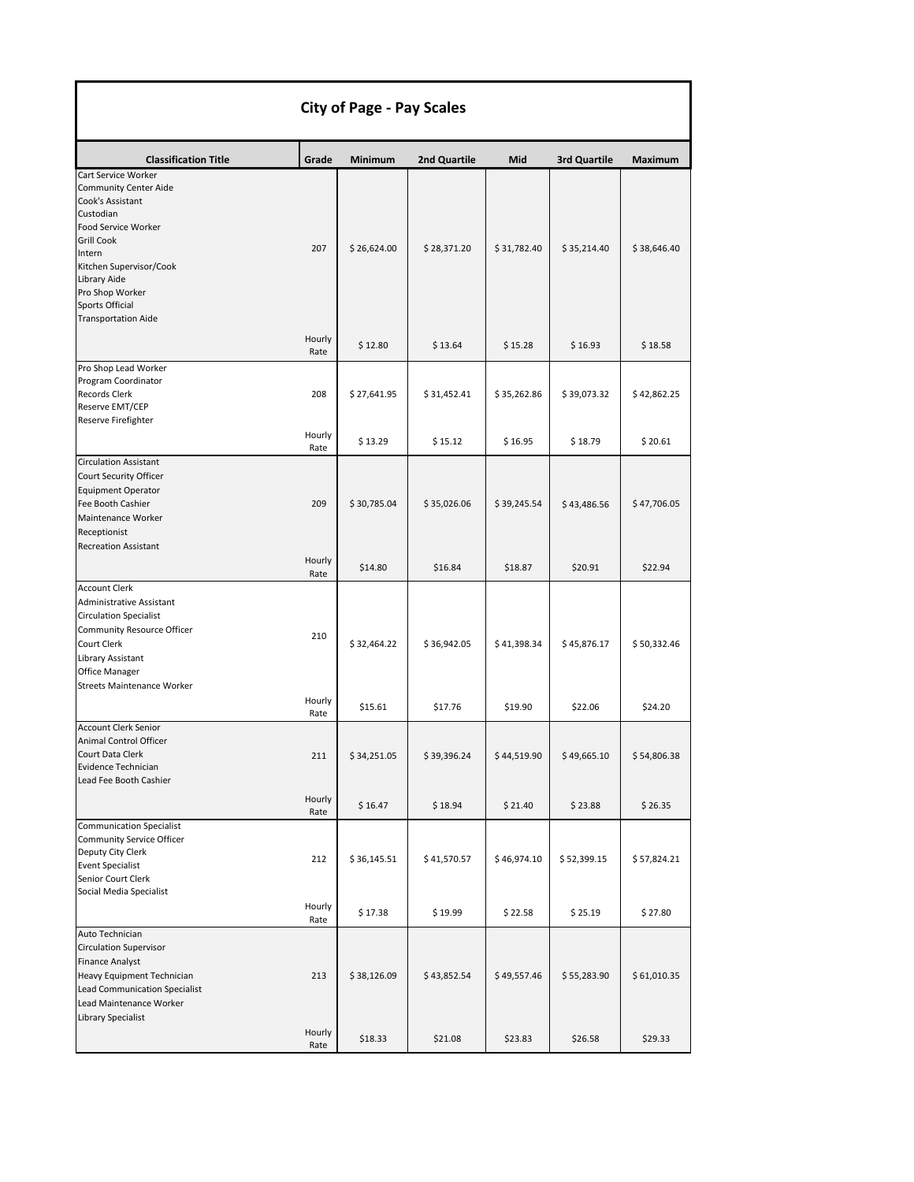# City of Page - Pay Scales

| Classification Title | Grade | Minimum | 2nd Quartile | Mid | 3rd Quartile | Maximum |
|---|---|---|---|---|---|---|
| Cart Service Worker<br>Community Center Aide<br>Cook's Assistant<br>Custodian<br>Food Service Worker<br>Grill Cook<br>Intern<br>Kitchen Supervisor/Cook<br>Library Aide<br>Pro Shop Worker<br>Sports Official<br>Transportation Aide | 207 | $ 26,624.00 | $ 28,371.20 | $ 31,782.40 | $ 35,214.40 | $ 38,646.40 |
| | Hourly Rate | $ 12.80 | $ 13.64 | $ 15.28 | $ 16.93 | $ 18.58 |
| Pro Shop Lead Worker<br>Program Coordinator<br>Records Clerk<br>Reserve EMT/CEP<br>Reserve Firefighter | 208 | $ 27,641.95 | $ 31,452.41 | $ 35,262.86 | $ 39,073.32 | $ 42,862.25 |
| | Hourly Rate | $ 13.29 | $ 15.12 | $ 16.95 | $ 18.79 | $ 20.61 |
| Circulation Assistant<br>Court Security Officer<br>Equipment Operator<br>Fee Booth Cashier<br>Maintenance Worker<br>Receptionist<br>Recreation Assistant | 209 | $ 30,785.04 | $ 35,026.06 | $ 39,245.54 | $ 43,486.56 | $ 47,706.05 |
| | Hourly Rate | $14.80 | $16.84 | $18.87 | $20.91 | $22.94 |
| Account Clerk<br>Administrative Assistant<br>Circulation Specialist<br>Community Resource Officer<br>Court Clerk<br>Library Assistant<br>Office Manager<br>Streets Maintenance Worker | 210 | $ 32,464.22 | $ 36,942.05 | $ 41,398.34 | $ 45,876.17 | $ 50,332.46 |
| | Hourly Rate | $15.61 | $17.76 | $19.90 | $22.06 | $24.20 |
| Account Clerk Senior<br>Animal Control Officer<br>Court Data Clerk<br>Evidence Technician<br>Lead Fee Booth Cashier | 211 | $ 34,251.05 | $ 39,396.24 | $ 44,519.90 | $ 49,665.10 | $ 54,806.38 |
| | Hourly Rate | $ 16.47 | $ 18.94 | $ 21.40 | $ 23.88 | $ 26.35 |
| Communication Specialist<br>Community Service Officer<br>Deputy City Clerk<br>Event Specialist<br>Senior Court Clerk<br>Social Media Specialist | 212 | $ 36,145.51 | $ 41,570.57 | $ 46,974.10 | $ 52,399.15 | $ 57,824.21 |
| | Hourly Rate | $ 17.38 | $ 19.99 | $ 22.58 | $ 25.19 | $ 27.80 |
| Auto Technician<br>Circulation Supervisor<br>Finance Analyst<br>Heavy Equipment Technician<br>Lead Communication Specialist<br>Lead Maintenance Worker<br>Library Specialist | 213 | $ 38,126.09 | $ 43,852.54 | $ 49,557.46 | $ 55,283.90 | $ 61,010.35 |
| | Hourly Rate | $18.33 | $21.08 | $23.83 | $26.58 | $29.33 |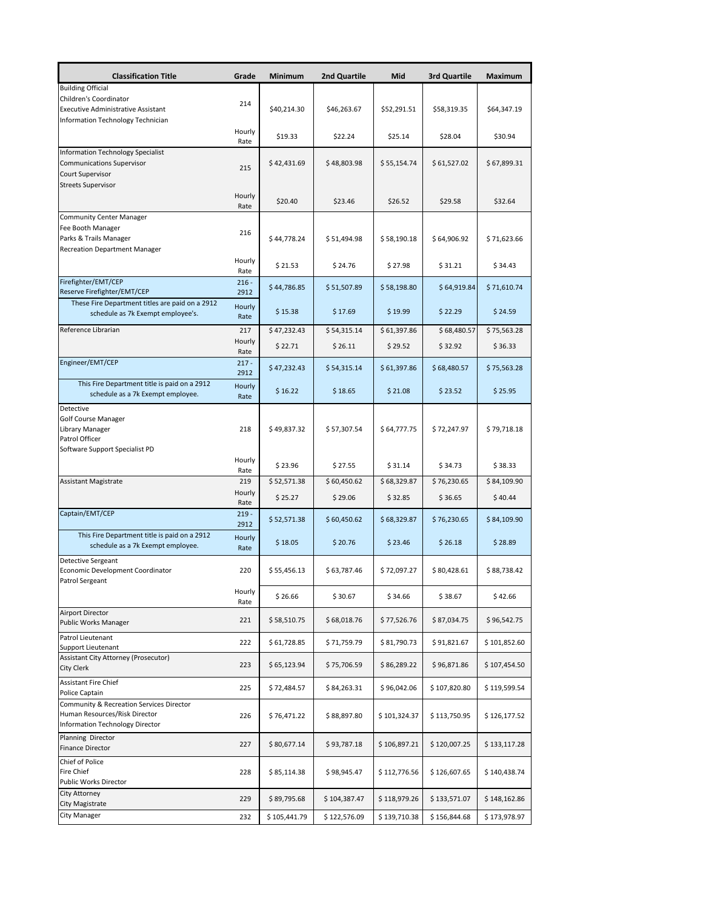| Classification Title | Grade | Minimum | 2nd Quartile | Mid | 3rd Quartile | Maximum |
|---|---|---|---|---|---|---|
| Building Official<br>Children's Coordinator<br>Executive Administrative Assistant<br>Information Technology Technician | 214 | $40,214.30 | $46,263.67 | $52,291.51 | $58,319.35 | $64,347.19 |
| | Hourly Rate | $19.33 | $22.24 | $25.14 | $28.04 | $30.94 |
| Information Technology Specialist<br>Communications Supervisor<br>Court Supervisor<br>Streets Supervisor | 215 | $ 42,431.69 | $ 48,803.98 | $ 55,154.74 | $ 61,527.02 | $ 67,899.31 |
| | Hourly Rate | $20.40 | $23.46 | $26.52 | $29.58 | $32.64 |
| Community Center Manager<br>Fee Booth Manager<br>Parks & Trails Manager<br>Recreation Department Manager | 216 | $ 44,778.24 | $ 51,494.98 | $ 58,190.18 | $ 64,906.92 | $ 71,623.66 |
| | Hourly Rate | $ 21.53 | $ 24.76 | $ 27.98 | $ 31.21 | $ 34.43 |
| Firefighter/EMT/CEP<br>Reserve Firefighter/EMT/CEP | 216 - 2912 | $ 44,786.85 | $ 51,507.89 | $ 58,198.80 | $ 64,919.84 | $ 71,610.74 |
| These Fire Department titles are paid on a 2912 schedule as 7k Exempt employee's. | Hourly Rate | $ 15.38 | $ 17.69 | $ 19.99 | $ 22.29 | $ 24.59 |
| Reference Librarian | 217 | $ 47,232.43 | $ 54,315.14 | $ 61,397.86 | $ 68,480.57 | $ 75,563.28 |
| | Hourly Rate | $ 22.71 | $ 26.11 | $ 29.52 | $ 32.92 | $ 36.33 |
| Engineer/EMT/CEP | 217 - 2912 | $ 47,232.43 | $ 54,315.14 | $ 61,397.86 | $ 68,480.57 | $ 75,563.28 |
| This Fire Department title is paid on a 2912 schedule as a 7k Exempt employee. | Hourly Rate | $ 16.22 | $ 18.65 | $ 21.08 | $ 23.52 | $ 25.95 |
| Detective<br>Golf Course Manager<br>Library Manager<br>Patrol Officer<br>Software Support Specialist PD | 218 | $ 49,837.32 | $ 57,307.54 | $ 64,777.75 | $ 72,247.97 | $ 79,718.18 |
| | Hourly Rate | $ 23.96 | $ 27.55 | $ 31.14 | $ 34.73 | $ 38.33 |
| Assistant Magistrate | 219 | $ 52,571.38 | $ 60,450.62 | $ 68,329.87 | $ 76,230.65 | $ 84,109.90 |
| | Hourly Rate | $ 25.27 | $ 29.06 | $ 32.85 | $ 36.65 | $ 40.44 |
| Captain/EMT/CEP | 219 - 2912 | $ 52,571.38 | $ 60,450.62 | $ 68,329.87 | $ 76,230.65 | $ 84,109.90 |
| This Fire Department title is paid on a 2912 schedule as a 7k Exempt employee. | Hourly Rate | $ 18.05 | $ 20.76 | $ 23.46 | $ 26.18 | $ 28.89 |
| Detective Sergeant<br>Economic Development Coordinator<br>Patrol Sergeant | 220 | $ 55,456.13 | $ 63,787.46 | $ 72,097.27 | $ 80,428.61 | $ 88,738.42 |
| | Hourly Rate | $ 26.66 | $ 30.67 | $ 34.66 | $ 38.67 | $ 42.66 |
| Airport Director<br>Public Works Manager | 221 | $ 58,510.75 | $ 68,018.76 | $ 77,526.76 | $ 87,034.75 | $ 96,542.75 |
| Patrol Lieutenant<br>Support Lieutenant | 222 | $ 61,728.85 | $ 71,759.79 | $ 81,790.73 | $ 91,821.67 | $ 101,852.60 |
| Assistant City Attorney (Prosecutor)<br>City Clerk | 223 | $ 65,123.94 | $ 75,706.59 | $ 86,289.22 | $ 96,871.86 | $ 107,454.50 |
| Assistant Fire Chief<br>Police Captain | 225 | $ 72,484.57 | $ 84,263.31 | $ 96,042.06 | $ 107,820.80 | $ 119,599.54 |
| Community & Recreation Services Director<br>Human Resources/Risk Director<br>Information Technology Director | 226 | $ 76,471.22 | $ 88,897.80 | $ 101,324.37 | $ 113,750.95 | $ 126,177.52 |
| Planning Director<br>Finance Director | 227 | $ 80,677.14 | $ 93,787.18 | $ 106,897.21 | $ 120,007.25 | $ 133,117.28 |
| Chief of Police<br>Fire Chief<br>Public Works Director | 228 | $ 85,114.38 | $ 98,945.47 | $ 112,776.56 | $ 126,607.65 | $ 140,438.74 |
| City Attorney<br>City Magistrate | 229 | $ 89,795.68 | $ 104,387.47 | $ 118,979.26 | $ 133,571.07 | $ 148,162.86 |
| City Manager | 232 | $ 105,441.79 | $ 122,576.09 | $ 139,710.38 | $ 156,844.68 | $ 173,978.97 |